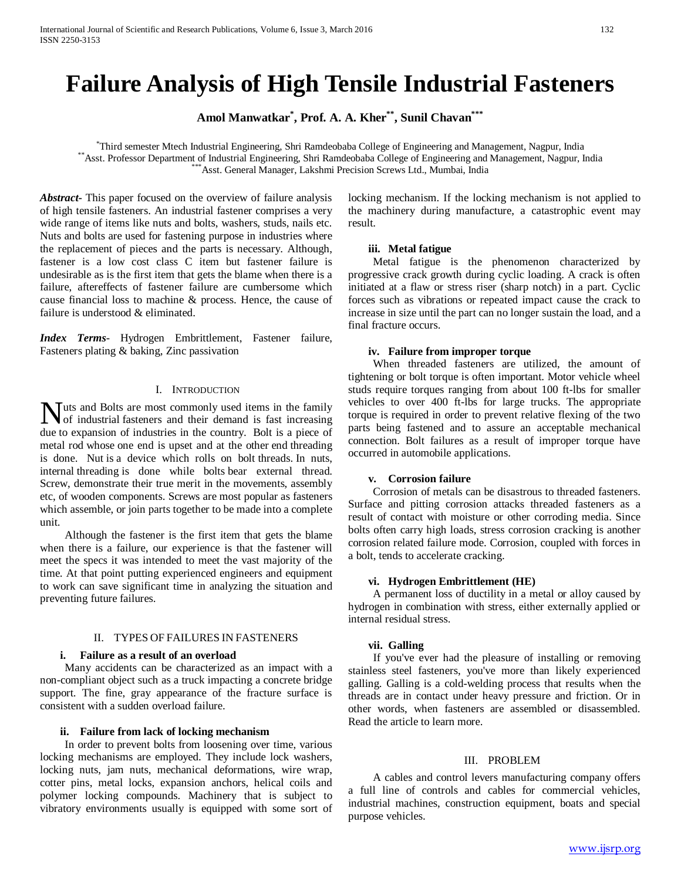# Failure Analysis of High Tensile Industrial Fasteners

**Amol Manwatkar*, Prof. A. A. Kher**, Sunil Chavan*****

*Third semester Mtech Industrial Engineering, Shri Ramdeobaba College of Engineering and Management, Nagpur, India
**Asst. Professor Department of Industrial Engineering, Shri Ramdeobaba College of Engineering and Management, Nagpur, India
***Asst. General Manager, Lakshmi Precision Screws Ltd., Mumbai, India

***Abstract-*** This paper focused on the overview of failure analysis of high tensile fasteners. An industrial fastener comprises a very wide range of items like nuts and bolts, washers, studs, nails etc. Nuts and bolts are used for fastening purpose in industries where the replacement of pieces and the parts is necessary. Although, fastener is a low cost class C item but fastener failure is undesirable as is the first item that gets the blame when there is a failure, aftereffects of fastener failure are cumbersome which cause financial loss to machine & process. Hence, the cause of failure is understood & eliminated.

***Index Terms-*** Hydrogen Embrittlement, Fastener failure, Fasteners plating & baking, Zinc passivation

## I. Introduction

Nuts and Bolts are most commonly used items in the family of industrial fasteners and their demand is fast increasing due to expansion of industries in the country. Bolt is a piece of metal rod whose one end is upset and at the other end threading is done. Nut is a device which rolls on bolt threads. In nuts, internal threading is done while bolts bear external thread. Screw, demonstrate their true merit in the movements, assembly etc, of wooden components. Screws are most popular as fasteners which assemble, or join parts together to be made into a complete unit.

Although the fastener is the first item that gets the blame when there is a failure, our experience is that the fastener will meet the specs it was intended to meet the vast majority of the time. At that point putting experienced engineers and equipment to work can save significant time in analyzing the situation and preventing future failures.

## II. Types of Failures in Fasteners

### i. Failure as a result of an overload

Many accidents can be characterized as an impact with a non-compliant object such as a truck impacting a concrete bridge support. The fine, gray appearance of the fracture surface is consistent with a sudden overload failure.

### ii. Failure from lack of locking mechanism

In order to prevent bolts from loosening over time, various locking mechanisms are employed. They include lock washers, locking nuts, jam nuts, mechanical deformations, wire wrap, cotter pins, metal locks, expansion anchors, helical coils and polymer locking compounds. Machinery that is subject to vibratory environments usually is equipped with some sort of locking mechanism. If the locking mechanism is not applied to the machinery during manufacture, a catastrophic event may result.

### iii. Metal fatigue

Metal fatigue is the phenomenon characterized by progressive crack growth during cyclic loading. A crack is often initiated at a flaw or stress riser (sharp notch) in a part. Cyclic forces such as vibrations or repeated impact cause the crack to increase in size until the part can no longer sustain the load, and a final fracture occurs.

### iv. Failure from improper torque

When threaded fasteners are utilized, the amount of tightening or bolt torque is often important. Motor vehicle wheel studs require torques ranging from about 100 ft-lbs for smaller vehicles to over 400 ft-lbs for large trucks. The appropriate torque is required in order to prevent relative flexing of the two parts being fastened and to assure an acceptable mechanical connection. Bolt failures as a result of improper torque have occurred in automobile applications.

### v. Corrosion failure

Corrosion of metals can be disastrous to threaded fasteners. Surface and pitting corrosion attacks threaded fasteners as a result of contact with moisture or other corroding media. Since bolts often carry high loads, stress corrosion cracking is another corrosion related failure mode. Corrosion, coupled with forces in a bolt, tends to accelerate cracking.

### vi. Hydrogen Embrittlement (HE)

A permanent loss of ductility in a metal or alloy caused by hydrogen in combination with stress, either externally applied or internal residual stress.

### vii. Galling

If you've ever had the pleasure of installing or removing stainless steel fasteners, you've more than likely experienced galling. Galling is a cold-welding process that results when the threads are in contact under heavy pressure and friction. Or in other words, when fasteners are assembled or disassembled. Read the article to learn more.

## III. Problem

A cables and control levers manufacturing company offers a full line of controls and cables for commercial vehicles, industrial machines, construction equipment, boats and special purpose vehicles.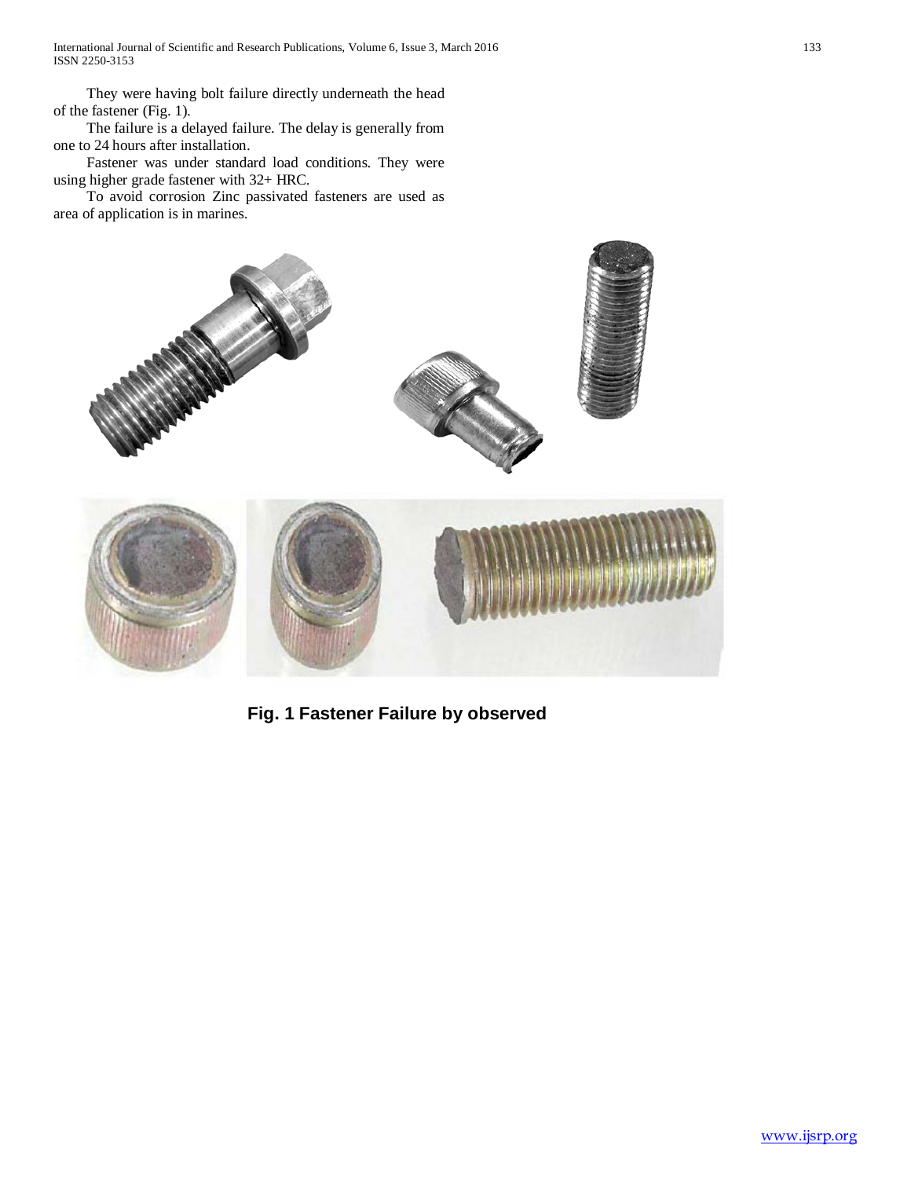They were having bolt failure directly underneath the head of the fastener (Fig. 1).

The failure is a delayed failure. The delay is generally from one to 24 hours after installation.

Fastener was under standard load conditions. They were using higher grade fastener with 32+ HRC.

To avoid corrosion Zinc passivated fasteners are used as area of application is in marines.

**Fig. 1 Fastener Failure by observed**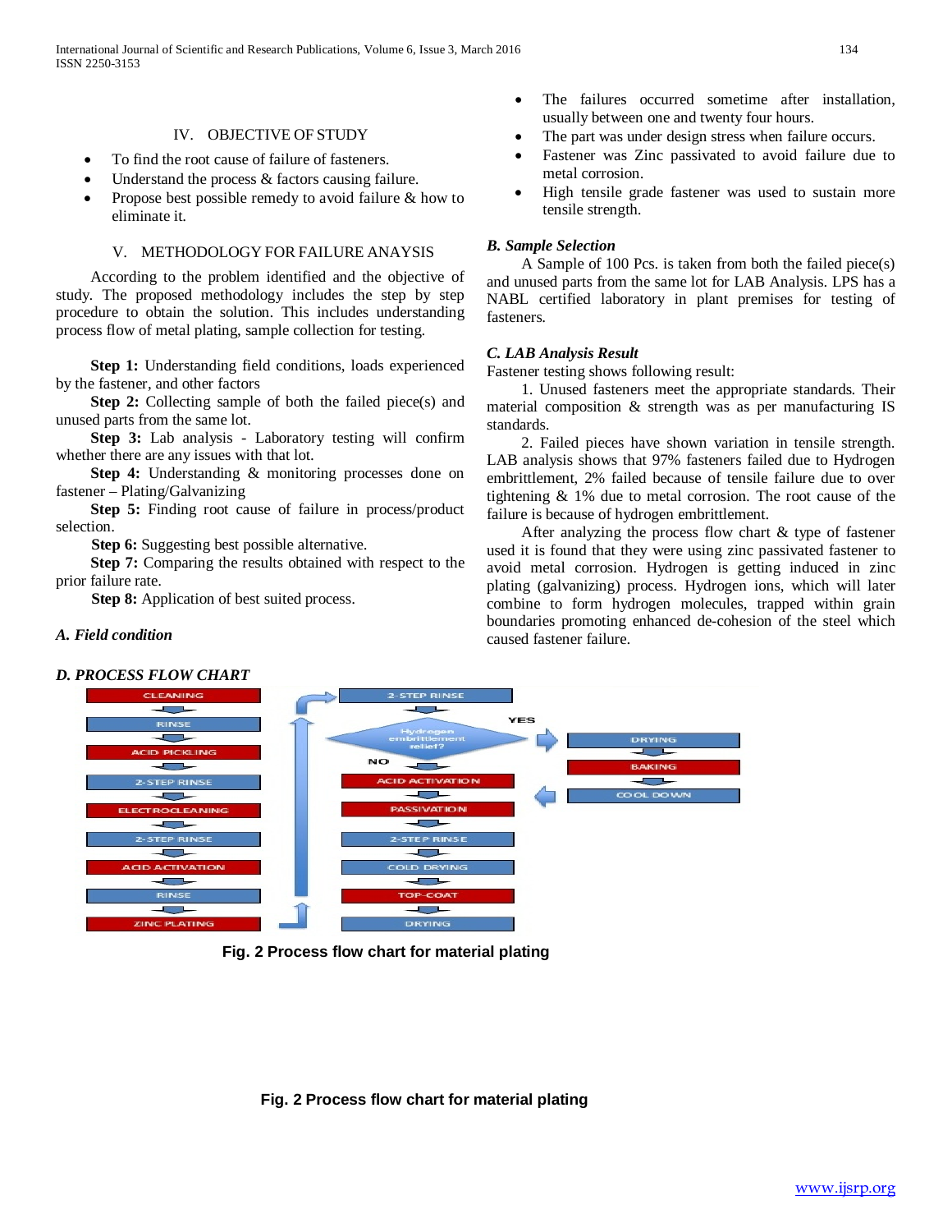## IV. OBJECTIVE OF STUDY

- To find the root cause of failure of fasteners.
- Understand the process & factors causing failure.
- Propose best possible remedy to avoid failure & how to eliminate it.

## V. METHODOLOGY FOR FAILURE ANAYSIS

According to the problem identified and the objective of study. The proposed methodology includes the step by step procedure to obtain the solution. This includes understanding process flow of metal plating, sample collection for testing.

**Step 1:** Understanding field conditions, loads experienced by the fastener, and other factors

**Step 2:** Collecting sample of both the failed piece(s) and unused parts from the same lot.

**Step 3:** Lab analysis - Laboratory testing will confirm whether there are any issues with that lot.

**Step 4:** Understanding & monitoring processes done on fastener – Plating/Galvanizing

**Step 5:** Finding root cause of failure in process/product selection.

**Step 6:** Suggesting best possible alternative.

**Step 7:** Comparing the results obtained with respect to the prior failure rate.

**Step 8:** Application of best suited process.

### *A. Field condition*

- The failures occurred sometime after installation, usually between one and twenty four hours.
- The part was under design stress when failure occurs.
- Fastener was Zinc passivated to avoid failure due to metal corrosion.
- High tensile grade fastener was used to sustain more tensile strength.

### *B. Sample Selection*

A Sample of 100 Pcs. is taken from both the failed piece(s) and unused parts from the same lot for LAB Analysis. LPS has a NABL certified laboratory in plant premises for testing of fasteners.

### *C. LAB Analysis Result*

Fastener testing shows following result:

1. Unused fasteners meet the appropriate standards. Their material composition & strength was as per manufacturing IS standards.

2. Failed pieces have shown variation in tensile strength. LAB analysis shows that 97% fasteners failed due to Hydrogen embrittlement, 2% failed because of tensile failure due to over tightening & 1% due to metal corrosion. The root cause of the failure is because of hydrogen embrittlement.

After analyzing the process flow chart & type of fastener used it is found that they were using zinc passivated fastener to avoid metal corrosion. Hydrogen is getting induced in zinc plating (galvanizing) process. Hydrogen ions, which will later combine to form hydrogen molecules, trapped within grain boundaries promoting enhanced de-cohesion of the steel which caused fastener failure.

### *D. PROCESS FLOW CHART*

CLEANING → RINSE → ACID PICKLING → 2-STEP RINSE → ELECTROCLEANING → 2-STEP RINSE → ACID ACTIVATION → RINSE → ZINC PLATING → 2-STEP RINSE → Hydrogen embrittlement relief? (YES → DRYING → BAKING → COOL DOWN →; NO →) ACID ACTIVATION → PASSIVATION → 2-STEP RINSE → COLD DRYING → TOP-COAT → DRYING

**Fig. 2 Process flow chart for material plating**

**Fig. 2 Process flow chart for material plating**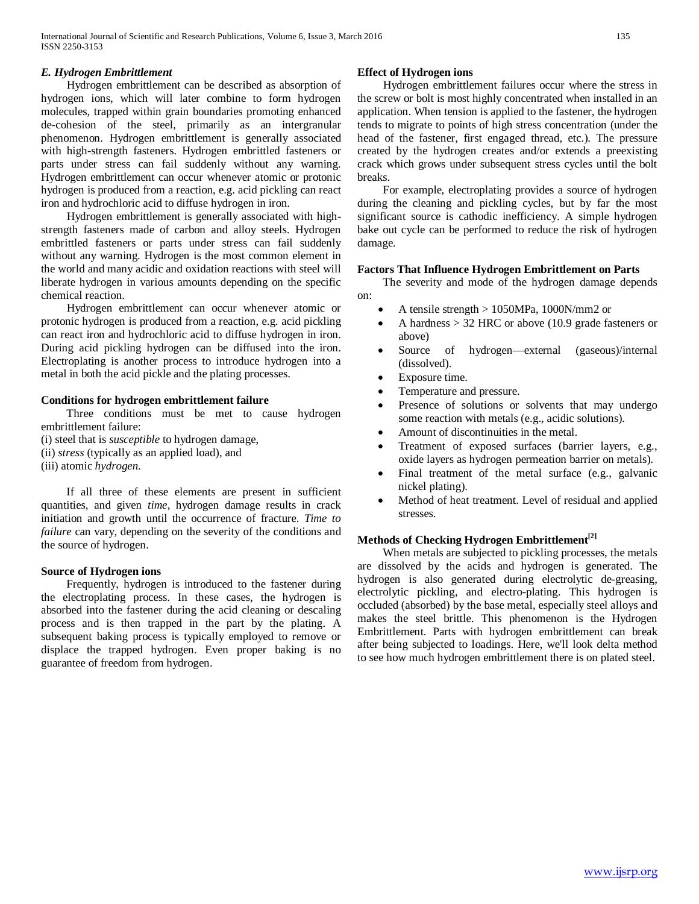### *E. Hydrogen Embrittlement*

Hydrogen embrittlement can be described as absorption of hydrogen ions, which will later combine to form hydrogen molecules, trapped within grain boundaries promoting enhanced de-cohesion of the steel, primarily as an intergranular phenomenon. Hydrogen embrittlement is generally associated with high-strength fasteners. Hydrogen embrittled fasteners or parts under stress can fail suddenly without any warning. Hydrogen embrittlement can occur whenever atomic or protonic hydrogen is produced from a reaction, e.g. acid pickling can react iron and hydrochloric acid to diffuse hydrogen in iron.

Hydrogen embrittlement is generally associated with high-strength fasteners made of carbon and alloy steels. Hydrogen embrittled fasteners or parts under stress can fail suddenly without any warning. Hydrogen is the most common element in the world and many acidic and oxidation reactions with steel will liberate hydrogen in various amounts depending on the specific chemical reaction.

Hydrogen embrittlement can occur whenever atomic or protonic hydrogen is produced from a reaction, e.g. acid pickling can react iron and hydrochloric acid to diffuse hydrogen in iron. During acid pickling hydrogen can be diffused into the iron. Electroplating is another process to introduce hydrogen into a metal in both the acid pickle and the plating processes.

**Conditions for hydrogen embrittlement failure**

Three conditions must be met to cause hydrogen embrittlement failure:

(i) steel that is *susceptible* to hydrogen damage,
(ii) *stress* (typically as an applied load), and
(iii) atomic *hydrogen*.

If all three of these elements are present in sufficient quantities, and given *time*, hydrogen damage results in crack initiation and growth until the occurrence of fracture. *Time to failure* can vary, depending on the severity of the conditions and the source of hydrogen.

**Source of Hydrogen ions**

Frequently, hydrogen is introduced to the fastener during the electroplating process. In these cases, the hydrogen is absorbed into the fastener during the acid cleaning or descaling process and is then trapped in the part by the plating. A subsequent baking process is typically employed to remove or displace the trapped hydrogen. Even proper baking is no guarantee of freedom from hydrogen.

**Effect of Hydrogen ions**

Hydrogen embrittlement failures occur where the stress in the screw or bolt is most highly concentrated when installed in an application. When tension is applied to the fastener, the hydrogen tends to migrate to points of high stress concentration (under the head of the fastener, first engaged thread, etc.). The pressure created by the hydrogen creates and/or extends a preexisting crack which grows under subsequent stress cycles until the bolt breaks.

For example, electroplating provides a source of hydrogen during the cleaning and pickling cycles, but by far the most significant source is cathodic inefficiency. A simple hydrogen bake out cycle can be performed to reduce the risk of hydrogen damage.

**Factors That Influence Hydrogen Embrittlement on Parts**

The severity and mode of the hydrogen damage depends on:

- A tensile strength > 1050MPa, 1000N/mm2 or
- A hardness > 32 HRC or above (10.9 grade fasteners or above)
- Source of hydrogen—external (gaseous)/internal (dissolved).
- Exposure time.
- Temperature and pressure.
- Presence of solutions or solvents that may undergo some reaction with metals (e.g., acidic solutions).
- Amount of discontinuities in the metal.
- Treatment of exposed surfaces (barrier layers, e.g., oxide layers as hydrogen permeation barrier on metals).
- Final treatment of the metal surface (e.g., galvanic nickel plating).
- Method of heat treatment. Level of residual and applied stresses.

**Methods of Checking Hydrogen Embrittlement[2]**

When metals are subjected to pickling processes, the metals are dissolved by the acids and hydrogen is generated. The hydrogen is also generated during electrolytic de-greasing, electrolytic pickling, and electro-plating. This hydrogen is occluded (absorbed) by the base metal, especially steel alloys and makes the steel brittle. This phenomenon is the Hydrogen Embrittlement. Parts with hydrogen embrittlement can break after being subjected to loadings. Here, we'll look delta method to see how much hydrogen embrittlement there is on plated steel.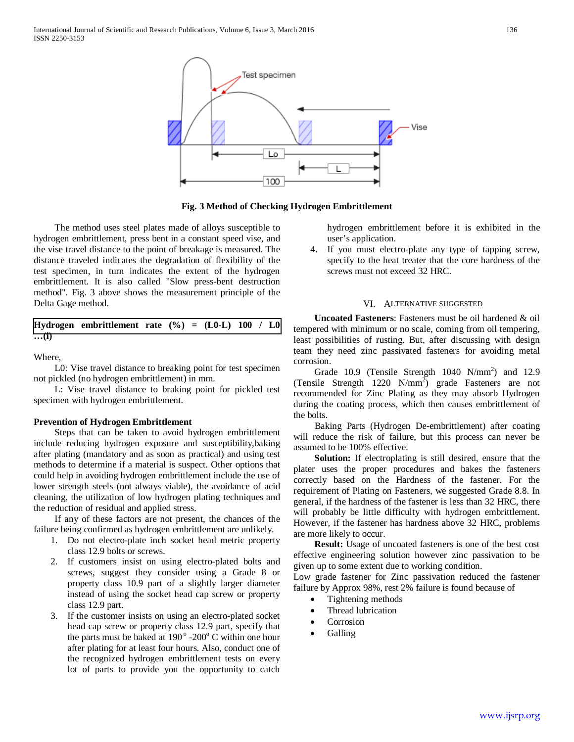Fig. 3 Method of Checking Hydrogen Embrittlement

The method uses steel plates made of alloys susceptible to hydrogen embrittlement, press bent in a constant speed vise, and the vise travel distance to the point of breakage is measured. The distance traveled indicates the degradation of flexibility of the test specimen, in turn indicates the extent of the hydrogen embrittlement. It is also called "Slow press-bent destruction method". Fig. 3 above shows the measurement principle of the Delta Gage method.

**Hydrogen embrittlement rate (%) = (L0-L) 100 / L0 …(I)**

Where,

L0: Vise travel distance to breaking point for test specimen not pickled (no hydrogen embrittlement) in mm.

L: Vise travel distance to braking point for pickled test specimen with hydrogen embrittlement.

**Prevention of Hydrogen Embrittlement**

Steps that can be taken to avoid hydrogen embrittlement include reducing hydrogen exposure and susceptibility,baking after plating (mandatory and as soon as practical) and using test methods to determine if a material is suspect. Other options that could help in avoiding hydrogen embrittlement include the use of lower strength steels (not always viable), the avoidance of acid cleaning, the utilization of low hydrogen plating techniques and the reduction of residual and applied stress.

If any of these factors are not present, the chances of the failure being confirmed as hydrogen embrittlement are unlikely.

1. Do not electro-plate inch socket head metric property class 12.9 bolts or screws.
2. If customers insist on using electro-plated bolts and screws, suggest they consider using a Grade 8 or property class 10.9 part of a slightly larger diameter instead of using the socket head cap screw or property class 12.9 part.
3. If the customer insists on using an electro-plated socket head cap screw or property class 12.9 part, specify that the parts must be baked at 190$^{\circ}$ -200$^{\circ}$ C within one hour after plating for at least four hours. Also, conduct one of the recognized hydrogen embrittlement tests on every lot of parts to provide you the opportunity to catch hydrogen embrittlement before it is exhibited in the user's application.
4. If you must electro-plate any type of tapping screw, specify to the heat treater that the core hardness of the screws must not exceed 32 HRC.

## VI. Alternative Suggested

**Uncoated Fasteners**: Fasteners must be oil hardened & oil tempered with minimum or no scale, coming from oil tempering, least possibilities of rusting. But, after discussing with design team they need zinc passivated fasteners for avoiding metal corrosion.

Grade 10.9 (Tensile Strength 1040 N/mm$^2$) and 12.9 (Tensile Strength 1220 N/mm$^2$) grade Fasteners are not recommended for Zinc Plating as they may absorb Hydrogen during the coating process, which then causes embrittlement of the bolts.

Baking Parts (Hydrogen De-embrittlement) after coating will reduce the risk of failure, but this process can never be assumed to be 100% effective.

**Solution:** If electroplating is still desired, ensure that the plater uses the proper procedures and bakes the fasteners correctly based on the Hardness of the fastener. For the requirement of Plating on Fasteners, we suggested Grade 8.8. In general, if the hardness of the fastener is less than 32 HRC, there will probably be little difficulty with hydrogen embrittlement. However, if the fastener has hardness above 32 HRC, problems are more likely to occur.

**Result:** Usage of uncoated fasteners is one of the best cost effective engineering solution however zinc passivation to be given up to some extent due to working condition.

Low grade fastener for Zinc passivation reduced the fastener failure by Approx 98%, rest 2% failure is found because of

- Tightening methods
- Thread lubrication
- Corrosion
- Galling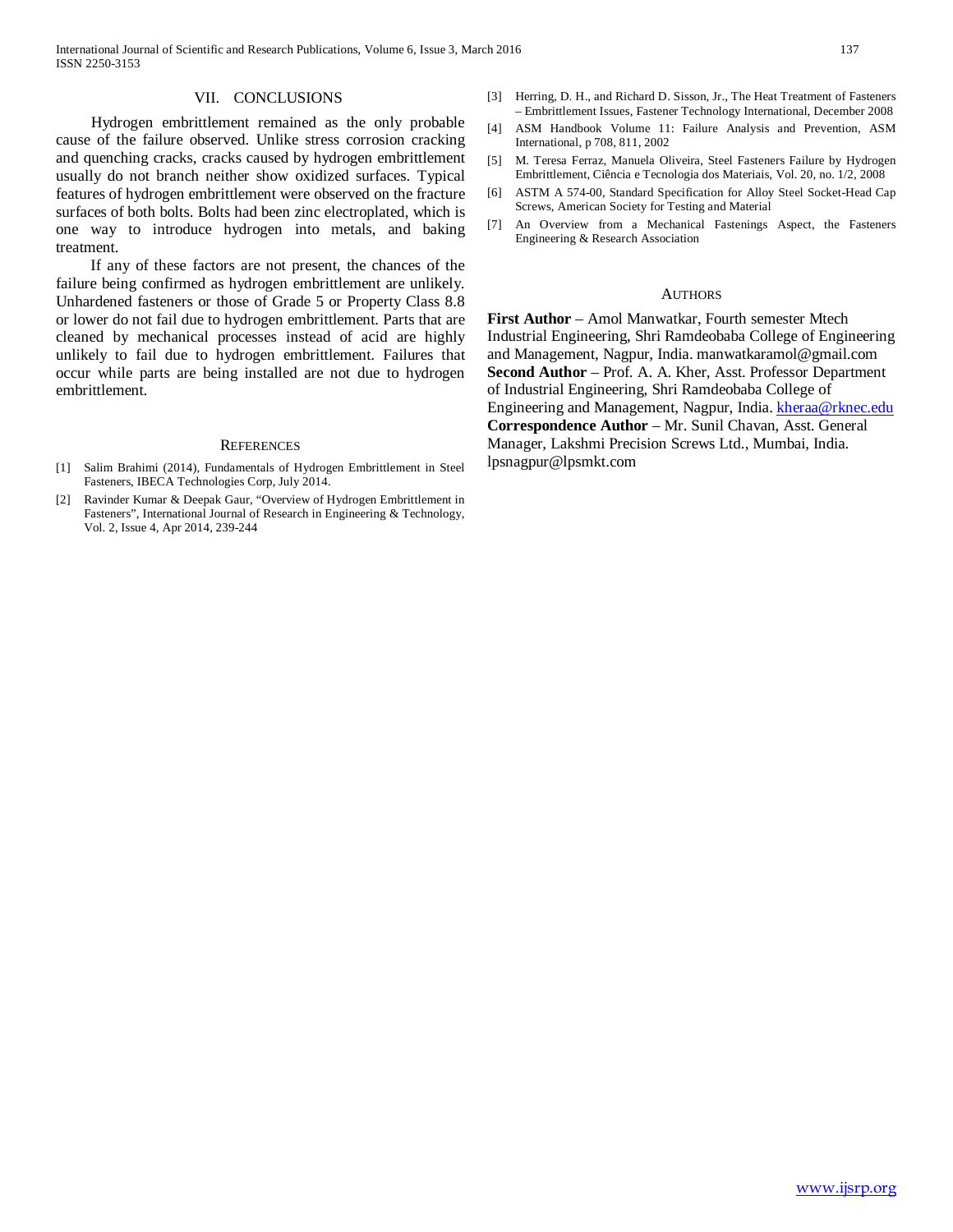## VII. CONCLUSIONS

Hydrogen embrittlement remained as the only probable cause of the failure observed. Unlike stress corrosion cracking and quenching cracks, cracks caused by hydrogen embrittlement usually do not branch neither show oxidized surfaces. Typical features of hydrogen embrittlement were observed on the fracture surfaces of both bolts. Bolts had been zinc electroplated, which is one way to introduce hydrogen into metals, and baking treatment.

If any of these factors are not present, the chances of the failure being confirmed as hydrogen embrittlement are unlikely. Unhardened fasteners or those of Grade 5 or Property Class 8.8 or lower do not fail due to hydrogen embrittlement. Parts that are cleaned by mechanical processes instead of acid are highly unlikely to fail due to hydrogen embrittlement. Failures that occur while parts are being installed are not due to hydrogen embrittlement.

## REFERENCES

[1] Salim Brahimi (2014), Fundamentals of Hydrogen Embrittlement in Steel Fasteners, IBECA Technologies Corp, July 2014.

[2] Ravinder Kumar & Deepak Gaur, "Overview of Hydrogen Embrittlement in Fasteners", International Journal of Research in Engineering & Technology, Vol. 2, Issue 4, Apr 2014, 239-244

[3] Herring, D. H., and Richard D. Sisson, Jr., The Heat Treatment of Fasteners – Embrittlement Issues, Fastener Technology International, December 2008

[4] ASM Handbook Volume 11: Failure Analysis and Prevention, ASM International, p 708, 811, 2002

[5] M. Teresa Ferraz, Manuela Oliveira, Steel Fasteners Failure by Hydrogen Embrittlement, Ciência e Tecnologia dos Materiais, Vol. 20, no. 1/2, 2008

[6] ASTM A 574-00, Standard Specification for Alloy Steel Socket-Head Cap Screws, American Society for Testing and Material

[7] An Overview from a Mechanical Fastenings Aspect, the Fasteners Engineering & Research Association

## AUTHORS

**First Author** – Amol Manwatkar, Fourth semester Mtech Industrial Engineering, Shri Ramdeobaba College of Engineering and Management, Nagpur, India. manwatkaramol@gmail.com

**Second Author** – Prof. A. A. Kher, Asst. Professor Department of Industrial Engineering, Shri Ramdeobaba College of Engineering and Management, Nagpur, India. kheraa@rknec.edu

**Correspondence Author** – Mr. Sunil Chavan, Asst. General Manager, Lakshmi Precision Screws Ltd., Mumbai, India. lpsnagpur@lpsmkt.com